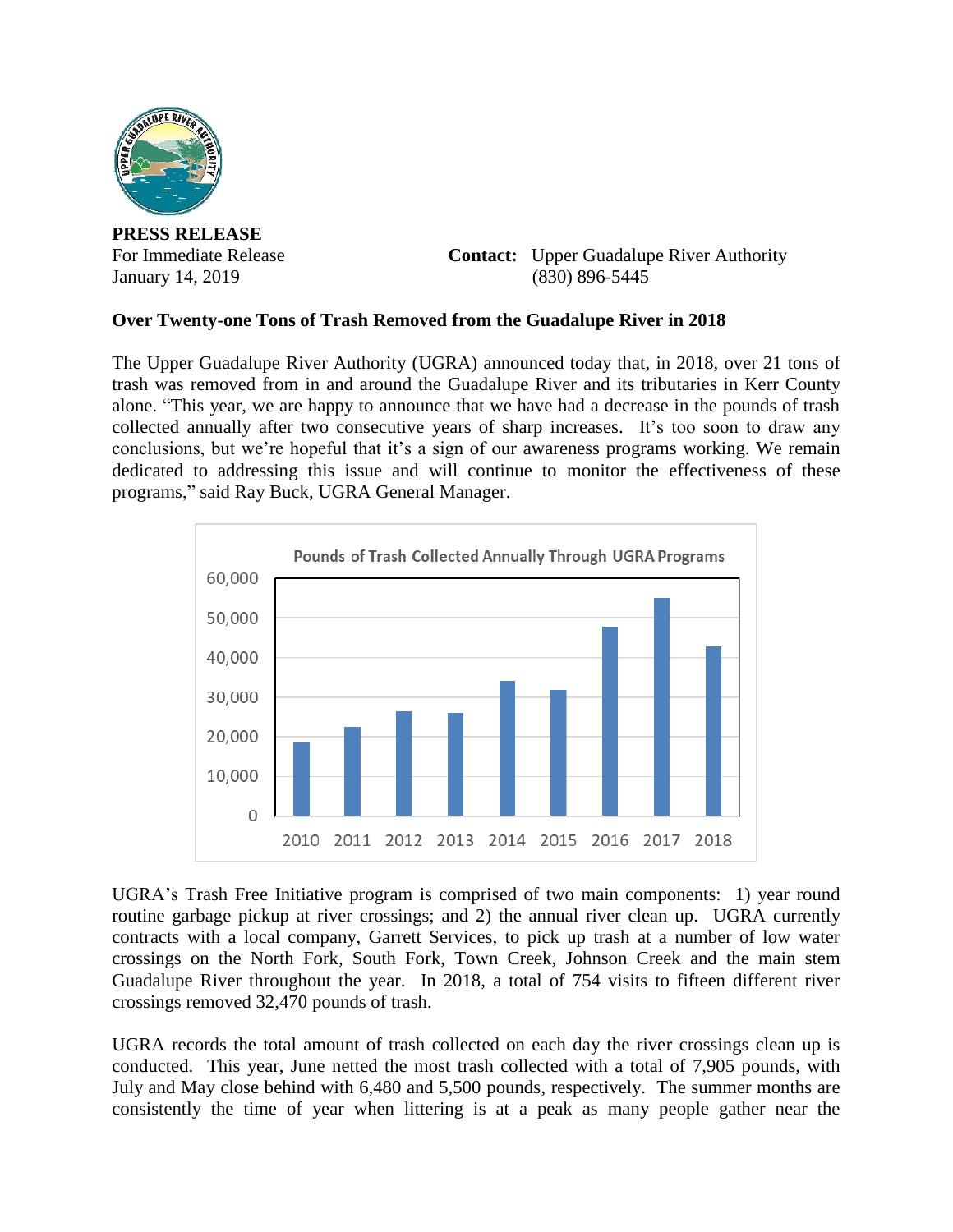**PRESS RELEASE**

For Immediate Release  
January 14, 2019

**Contact:** Upper Guadalupe River Authority  
(830) 896-5445

**Over Twenty-one Tons of Trash Removed from the Guadalupe River in 2018**

The Upper Guadalupe River Authority (UGRA) announced today that, in 2018, over 21 tons of trash was removed from in and around the Guadalupe River and its tributaries in Kerr County alone. "This year, we are happy to announce that we have had a decrease in the pounds of trash collected annually after two consecutive years of sharp increases. It's too soon to draw any conclusions, but we're hopeful that it's a sign of our awareness programs working. We remain dedicated to addressing this issue and will continue to monitor the effectiveness of these programs," said Ray Buck, UGRA General Manager.

Pounds of Trash Collected Annually Through UGRA Programs

UGRA's Trash Free Initiative program is comprised of two main components: 1) year round routine garbage pickup at river crossings; and 2) the annual river clean up. UGRA currently contracts with a local company, Garrett Services, to pick up trash at a number of low water crossings on the North Fork, South Fork, Town Creek, Johnson Creek and the main stem Guadalupe River throughout the year. In 2018, a total of 754 visits to fifteen different river crossings removed 32,470 pounds of trash.

UGRA records the total amount of trash collected on each day the river crossings clean up is conducted. This year, June netted the most trash collected with a total of 7,905 pounds, with July and May close behind with 6,480 and 5,500 pounds, respectively. The summer months are consistently the time of year when littering is at a peak as many people gather near the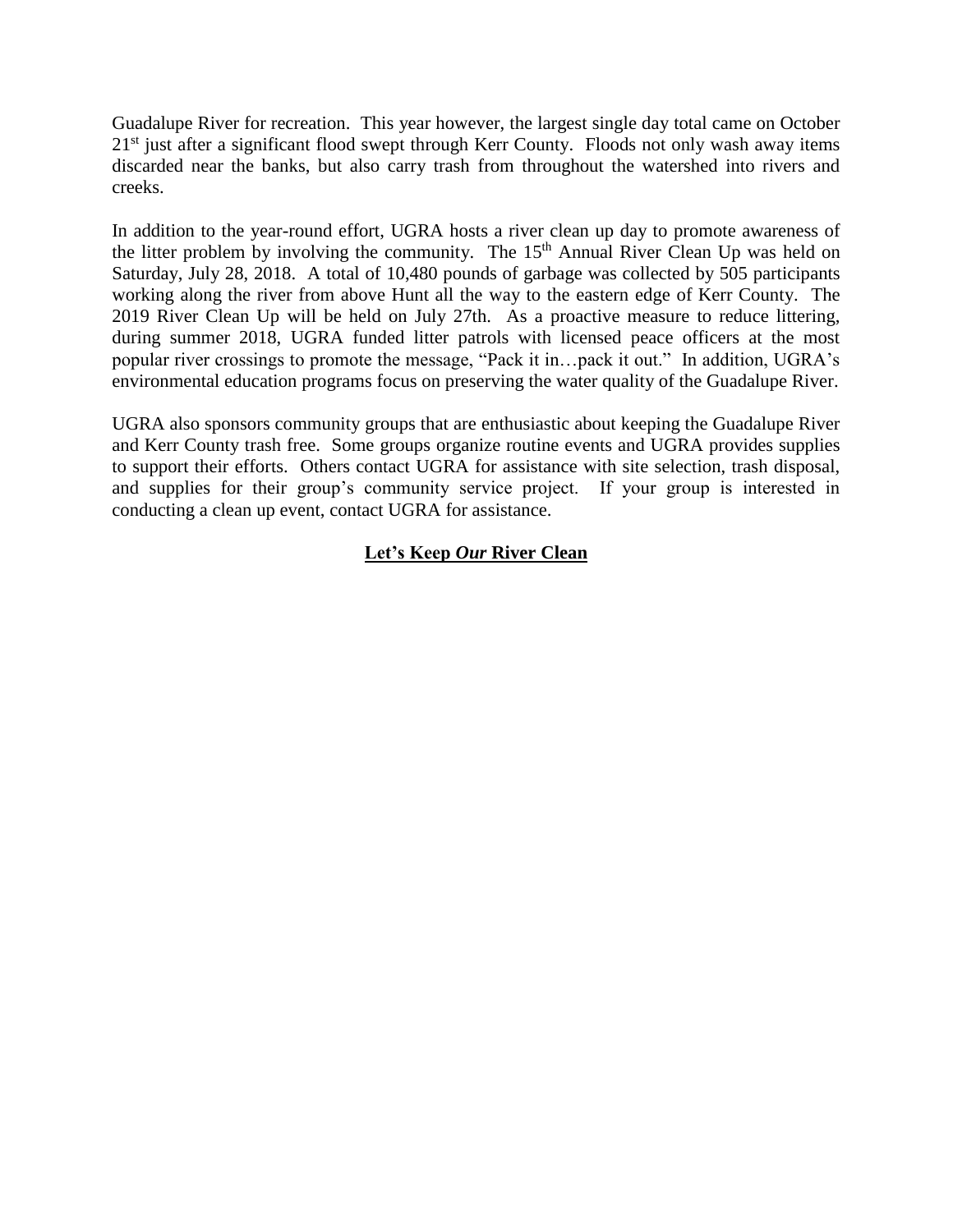Guadalupe River for recreation. This year however, the largest single day total came on October 21st just after a significant flood swept through Kerr County. Floods not only wash away items discarded near the banks, but also carry trash from throughout the watershed into rivers and creeks.

In addition to the year-round effort, UGRA hosts a river clean up day to promote awareness of the litter problem by involving the community. The 15th Annual River Clean Up was held on Saturday, July 28, 2018. A total of 10,480 pounds of garbage was collected by 505 participants working along the river from above Hunt all the way to the eastern edge of Kerr County. The 2019 River Clean Up will be held on July 27th. As a proactive measure to reduce littering, during summer 2018, UGRA funded litter patrols with licensed peace officers at the most popular river crossings to promote the message, "Pack it in…pack it out." In addition, UGRA's environmental education programs focus on preserving the water quality of the Guadalupe River.

UGRA also sponsors community groups that are enthusiastic about keeping the Guadalupe River and Kerr County trash free. Some groups organize routine events and UGRA provides supplies to support their efforts. Others contact UGRA for assistance with site selection, trash disposal, and supplies for their group's community service project. If your group is interested in conducting a clean up event, contact UGRA for assistance.

**Let's Keep *Our* River Clean**